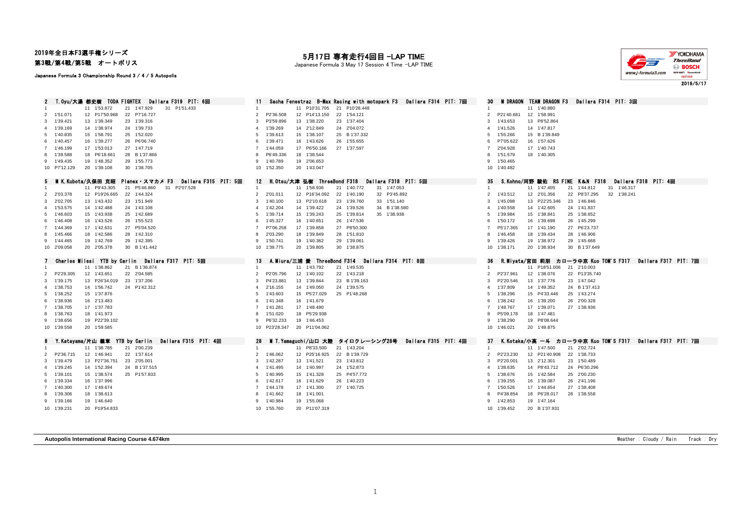2019年全日本F3選手権シリーズ
第3戦/第4戦/第5戦　オートポリス

Japanese Formula 3 Championship Round 3 / 4 / 5 Autopolis

# 5月17日 専有走行4回目 -LAP TIME

Japanese Formula 3 May 17 Session 4 Time -LAP TIME

2019/5/17

## 2　T.Oyu/大湯 都史樹　TODA FIGHTEX　Dallara F319　PIT: 6回

| Lap | Time | Lap | Time | Lap | Time | Lap | Time |
|---|---|---|---|---|---|---|---|
| 1 | | 11 | 1'53.872 | 21 | 1'47.929 | 31 | P1'51.433 |
| 2 | 1'51.071 | 12 | P17'50.968 | 22 | P7'16.727 | | |
| 3 | 1'39.421 | 13 | 1'39.349 | 23 | 1'39.316 | | |
| 4 | 1'39.169 | 14 | 1'38.974 | 24 | 1'39.733 | | |
| 5 | 1'40.835 | 15 | 1'58.791 | 25 | 1'52.020 | | |
| 6 | 1'40.457 | 16 | 1'39.277 | 26 | P6'06.740 | | |
| 7 | 1'46.199 | 17 | 1'53.013 | 27 | 1'47.719 | | |
| 8 | 1'39.588 | 18 | P6'18.661 | 28 | B 1'37.866 | | |
| 9 | 1'49.435 | 19 | 1'48.352 | 29 | 1'55.773 | | |
| 10 | P7'12.129 | 20 | 1'39.108 | 30 | 1'38.705 | | |

## 5　M K.Kubota/久保田 克昭　Planex・スマカメ F3　Dallara F315　PIT: 5回

| Lap | Time | Lap | Time | Lap | Time | Lap | Time |
|---|---|---|---|---|---|---|---|
| 1 | | 11 | P9'43.305 | 21 | P5'46.860 | 31 | P2'07.528 |
| 2 | 2'03.378 | 12 | P19'26.665 | 22 | 1'44.324 | | |
| 3 | 2'02.705 | 13 | 1'43.432 | 23 | 1'51.949 | | |
| 4 | 1'53.575 | 14 | 1'42.488 | 24 | 1'43.108 | | |
| 5 | 1'46.603 | 15 | 1'43.938 | 25 | 1'42.689 | | |
| 6 | 1'46.408 | 16 | 1'43.526 | 26 | 1'55.523 | | |
| 7 | 1'44.369 | 17 | 1'42.631 | 27 | P5'04.520 | | |
| 8 | 1'45.466 | 18 | 1'42.586 | 28 | 1'42.310 | | |
| 9 | 1'44.465 | 19 | 1'42.769 | 29 | 1'42.395 | | |
| 10 | 2'09.058 | 20 | 2'05.378 | 30 | B 1'41.442 | | |

## 7　Charles Milesi　YTB by Carlin　Dallara F317　PIT: 5回

| Lap | Time | Lap | Time | Lap | Time |
|---|---|---|---|---|---|
| 1 | | 11 | 1'38.862 | 21 | B 1'36.874 |
| 2 | P2'29.305 | 12 | 1'43.651 | 22 | 2'04.585 |
| 3 | 1'39.175 | 13 | P26'34.019 | 23 | 1'37.206 |
| 4 | 1'38.753 | 14 | 1'56.742 | 24 | P1'42.312 |
| 5 | 1'38.252 | 15 | 1'37.876 | | |
| 6 | 1'38.936 | 16 | 2'13.483 | | |
| 7 | 1'38.705 | 17 | 1'37.783 | | |
| 8 | 1'38.763 | 18 | 1'41.973 | | |
| 9 | 1'38.656 | 19 | P22'39.102 | | |
| 10 | 1'39.558 | 20 | 1'59.585 | | |

## 8　Y.Katayama/片山 義章　YTB by Carlin　Dallara F315　PIT: 4回

| Lap | Time | Lap | Time | Lap | Time |
|---|---|---|---|---|---|
| 1 | | 11 | 1'38.785 | 21 | 2'00.239 |
| 2 | P2'36.715 | 12 | 1'46.941 | 22 | 1'37.614 |
| 3 | 1'39.479 | 13 | P27'36.751 | 23 | 2'05.001 |
| 4 | 1'39.245 | 14 | 1'52.394 | 24 | B 1'37.515 |
| 5 | 1'39.101 | 15 | 1'38.574 | 25 | P1'57.833 |
| 6 | 1'39.334 | 16 | 1'37.996 | | |
| 7 | 1'40.300 | 17 | 1'49.674 | | |
| 8 | 1'39.306 | 18 | 1'38.613 | | |
| 9 | 1'39.166 | 19 | 1'46.640 | | |
| 10 | 1'39.231 | 20 | P19'54.833 | | |

## 11　Sacha Fenestraz　B-Max Racing with motopark F3　Dallara F314　PIT: 7回

| Lap | Time | Lap | Time | Lap | Time |
|---|---|---|---|---|---|
| 1 | | 11 | P10'31.705 | 21 | P10'28.448 |
| 2 | P2'36.508 | 12 | P14'13.150 | 22 | 1'54.121 |
| 3 | P3'59.896 | 13 | 1'38.220 | 23 | 1'37.404 |
| 4 | 1'39.269 | 14 | 2'12.849 | 24 | 2'04.072 |
| 5 | 1'39.613 | 15 | 1'38.107 | 25 | B 1'37.332 |
| 6 | 1'39.471 | 16 | 1'43.626 | 26 | 1'55.655 |
| 7 | 1'44.059 | 17 | P6'50.166 | 27 | 1'37.597 |
| 8 | P6'49.336 | 18 | 1'38.544 | | |
| 9 | 1'40.789 | 19 | 2'06.653 | | |
| 10 | 1'52.350 | 20 | 1'43.047 | | |

## 12　H.Otsu/大津 弘樹　ThreeBond F318　Dallara F318　PIT: 5回

| Lap | Time | Lap | Time | Lap | Time | Lap | Time |
|---|---|---|---|---|---|---|---|
| 1 | | 11 | 1'58.936 | 21 | 1'40.772 | 31 | 1'47.053 |
| 2 | 2'01.011 | 12 | P16'34.092 | 22 | 1'40.190 | 32 | P3'45.892 |
| 3 | 1'40.100 | 13 | P2'10.618 | 23 | 1'39.760 | 33 | 1'51.140 |
| 4 | 1'42.204 | 14 | 1'39.422 | 24 | 1'39.526 | 34 | B 1'38.580 |
| 5 | 1'39.714 | 15 | 1'39.243 | 25 | 1'39.814 | 35 | 1'38.938 |
| 6 | 1'45.327 | 16 | 1'40.651 | 26 | 1'47.536 | | |
| 7 | P7'06.258 | 17 | 1'39.858 | 27 | P8'50.300 | | |
| 8 | 2'03.290 | 18 | 1'39.849 | 28 | 1'51.810 | | |
| 9 | 1'50.741 | 19 | 1'40.362 | 29 | 1'39.061 | | |
| 10 | 1'39.775 | 20 | 1'39.805 | 30 | 1'38.875 | | |

## 13　A.Miura/三浦 愛　ThreeBond F314　Dallara F314　PIT: 8回

| Lap | Time | Lap | Time | Lap | Time |
|---|---|---|---|---|---|
| 1 | | 11 | 1'43.792 | 21 | 1'49.535 |
| 2 | P2'05.796 | 12 | 1'40.102 | 22 | 1'43.218 |
| 3 | P4'23.881 | 13 | 1'39.844 | 23 | B 1'39.163 |
| 4 | 2'16.155 | 14 | 1'49.050 | 24 | 1'39.575 |
| 5 | 1'43.603 | 15 | P5'27.029 | 25 | P1'48.268 |
| 6 | 1'41.348 | 16 | 1'41.679 | | |
| 7 | 1'41.281 | 17 | 1'48.490 | | |
| 8 | 1'51.020 | 18 | P5'29.938 | | |
| 9 | P6'32.233 | 19 | 1'46.453 | | |
| 10 | P23'28.347 | 20 | P11'04.062 | | |

## 28　M T.Yamaguchi/山口 大陸　タイロクレーシング28号　Dallara F315　PIT: 4回

| Lap | Time | Lap | Time | Lap | Time |
|---|---|---|---|---|---|
| 1 | | 11 | P8'33.500 | 21 | 1'43.204 |
| 2 | 1'46.062 | 12 | P25'16.925 | 22 | B 1'39.729 |
| 3 | 1'42.287 | 13 | 1'41.521 | 23 | 1'43.812 |
| 4 | 1'41.495 | 14 | 1'40.997 | 24 | 1'52.873 |
| 5 | 1'40.995 | 15 | 1'41.328 | 25 | P4'57.772 |
| 6 | 1'42.617 | 16 | 1'41.629 | 26 | 1'40.223 |
| 7 | 1'44.178 | 17 | 1'41.300 | 27 | 1'40.725 |
| 8 | 1'41.662 | 18 | 1'41.001 | | |
| 9 | 1'40.984 | 19 | 1'55.068 | | |
| 10 | 1'55.760 | 20 | P11'07.319 | | |

## 30　M DRAGON　TEAM DRAGON F3　Dallara F314　PIT: 3回

| Lap | Time | Lap | Time |
|---|---|---|---|
| 1 | | 11 | 1'40.880 |
| 2 | P21'40.681 | 12 | 1'58.991 |
| 3 | 1'43.653 | 13 | P8'52.864 |
| 4 | 1'41.526 | 14 | 1'47.817 |
| 5 | 1'55.266 | 15 | B 1'39.849 |
| 6 | P7'05.622 | 16 | 1'57.626 |
| 7 | 2'04.928 | 17 | 1'40.743 |
| 8 | 1'51.579 | 18 | 1'40.305 |
| 9 | 1'50.465 | | |
| 10 | 1'40.482 | | |

## 35　S.Kohno/河野 駿佑　RS FINE　K&N　F318　Dallara F318　PIT: 4回

| Lap | Time | Lap | Time | Lap | Time | Lap | Time |
|---|---|---|---|---|---|---|---|
| 1 | | 11 | 1'47.405 | 21 | 1'44.812 | 31 | 1'46.317 |
| 2 | 1'43.512 | 12 | 2'01.356 | 22 | P8'37.295 | 32 | 1'38.241 |
| 3 | 1'45.098 | 13 | P22'25.346 | 23 | 1'46.846 | | |
| 4 | 1'40.558 | 14 | 1'42.605 | 24 | 1'41.837 | | |
| 5 | 1'39.984 | 15 | 1'38.841 | 25 | 1'38.652 | | |
| 6 | 1'50.172 | 16 | 1'39.698 | 26 | 1'45.299 | | |
| 7 | P5'17.365 | 17 | 1'41.190 | 27 | P6'23.737 | | |
| 8 | 1'46.458 | 18 | 1'39.434 | 28 | 1'46.906 | | |
| 9 | 1'39.426 | 19 | 1'38.972 | 29 | 1'45.668 | | |
| 10 | 1'38.171 | 20 | 1'38.934 | 30 | B 1'37.649 | | |

## 36　R.Miyata/宮田 莉朋　カローラ中京 Kuo TOM'S F317　Dallara F317　PIT: 7回

| Lap | Time | Lap | Time | Lap | Time |
|---|---|---|---|---|---|
| 1 | | 11 | P18'51.006 | 21 | 2'10.003 |
| 2 | P2'37.961 | 12 | 1'38.076 | 22 | P13'35.740 |
| 3 | P2'20.546 | 13 | 1'37.776 | 23 | 1'47.042 |
| 4 | 1'37.809 | 14 | 1'49.352 | 24 | B 1'37.413 |
| 5 | 1'38.296 | 15 | P4'33.446 | 25 | 1'43.274 |
| 6 | 1'38.242 | 16 | 1'39.200 | 26 | 2'00.328 |
| 7 | 1'48.767 | 17 | 1'39.071 | 27 | 1'38.936 |
| 8 | P5'09.178 | 18 | 1'47.481 | | |
| 9 | 1'38.290 | 19 | P8'08.644 | | |
| 10 | 1'46.021 | 20 | 1'49.875 | | |

## 37　K.Kotaka/小高 一斗　カローラ中京 Kuo TOM'S F317　Dallara F317　PIT: 7回

| Lap | Time | Lap | Time | Lap | Time |
|---|---|---|---|---|---|
| 1 | | 11 | 1'47.500 | 21 | 2'02.724 |
| 2 | P23'23.230 | 12 | P21'40.908 | 22 | 1'38.733 |
| 3 | P20'20.001 | 13 | 2'12.301 | 23 | 1'50.489 |
| 4 | 1'38.635 | 14 | P8'43.712 | 24 | P6'30.296 |
| 5 | 1'38.676 | 15 | 1'42.584 | 25 | 2'00.230 |
| 6 | 1'39.255 | 16 | 1'39.087 | 26 | 2'41.196 |
| 7 | 1'50.526 | 17 | 1'44.654 | 27 | 1'38.408 |
| 8 | P4'38.854 | 18 | P6'28.017 | 28 | 1'38.558 |
| 9 | 1'42.853 | 19 | 1'47.164 | | |
| 10 | 1'39.452 | 20 | B 1'37.931 | | |

**Autopolis International Racing Course 4.674km**　　Weather : Cloudy / Rain　　Track : Dry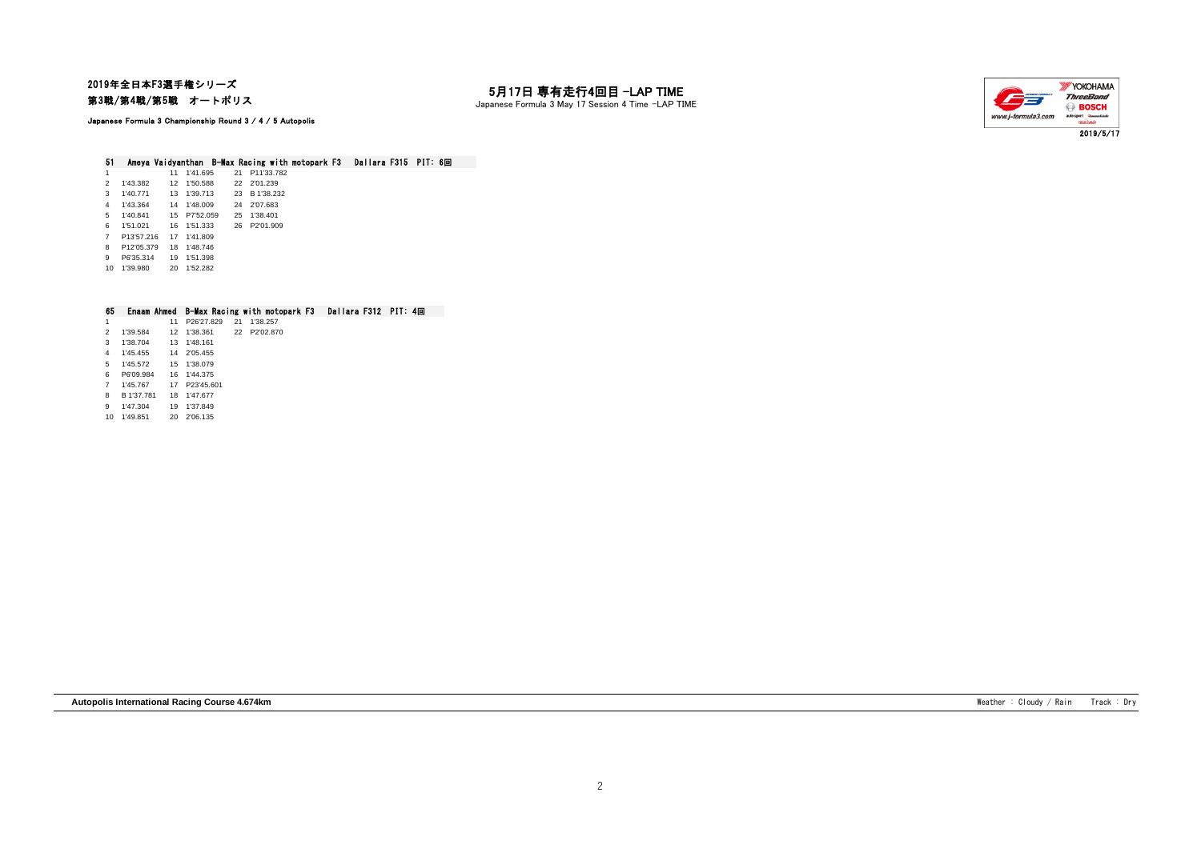2019年全日本F3選手権シリーズ
第3戦/第4戦/第5戦　オートポリス

Japanese Formula 3 Championship Round 3 / 4 / 5 Autopolis

## 5月17日 専有走行4回目 -LAP TIME

Japanese Formula 3 May 17 Session 4 Time -LAP TIME

2019/5/17

**51　Ameya Vaidyanthan　B-Max Racing with motopark F3　Dallara F315　PIT: 6回**

| | | | | | |
|---|---|---|---|---|---|
| 1 | | 11 | 1'41.695 | 21 | P11'33.782 |
| 2 | 1'43.382 | 12 | 1'50.588 | 22 | 2'01.239 |
| 3 | 1'40.771 | 13 | 1'39.713 | 23 | B 1'38.232 |
| 4 | 1'43.364 | 14 | 1'48.009 | 24 | 2'07.683 |
| 5 | 1'40.841 | 15 | P7'52.059 | 25 | 1'38.401 |
| 6 | 1'51.021 | 16 | 1'51.333 | 26 | P2'01.909 |
| 7 | P13'57.216 | 17 | 1'41.809 | | |
| 8 | P12'05.379 | 18 | 1'48.746 | | |
| 9 | P6'35.314 | 19 | 1'51.398 | | |
| 10 | 1'39.980 | 20 | 1'52.282 | | |

**65　Enaam Ahmed　B-Max Racing with motopark F3　Dallara F312　PIT: 4回**

| | | | | | |
|---|---|---|---|---|---|
| 1 | | 11 | P26'27.829 | 21 | 1'38.257 |
| 2 | 1'39.584 | 12 | 1'38.361 | 22 | P2'02.870 |
| 3 | 1'38.704 | 13 | 1'48.161 | | |
| 4 | 1'45.455 | 14 | 2'05.455 | | |
| 5 | 1'45.572 | 15 | 1'38.079 | | |
| 6 | P6'09.984 | 16 | 1'44.375 | | |
| 7 | 1'45.767 | 17 | P23'45.601 | | |
| 8 | B 1'37.781 | 18 | 1'47.677 | | |
| 9 | 1'47.304 | 19 | 1'37.849 | | |
| 10 | 1'49.851 | 20 | 2'06.135 | | |

**Autopolis International Racing Course 4.674km**　　Weather : Cloudy / Rain　Track : Dry